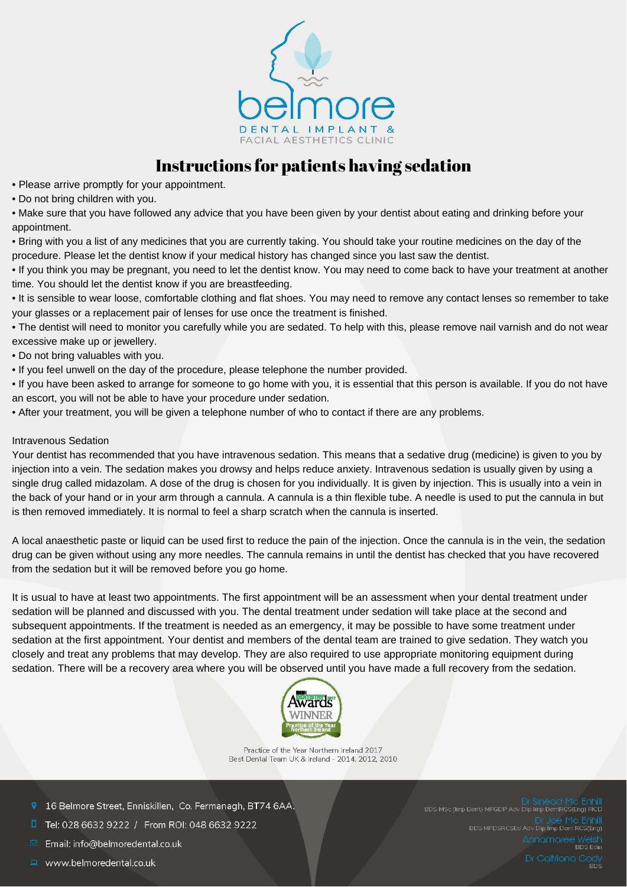belmore

DENTAL IMPLANT &
FACIAL AESTHETICS CLINIC

# Instructions for patients having sedation

- Please arrive promptly for your appointment.
- Do not bring children with you.
- Make sure that you have followed any advice that you have been given by your dentist about eating and drinking before your appointment.
- Bring with you a list of any medicines that you are currently taking. You should take your routine medicines on the day of the procedure. Please let the dentist know if your medical history has changed since you last saw the dentist.
- If you think you may be pregnant, you need to let the dentist know. You may need to come back to have your treatment at another time. You should let the dentist know if you are breastfeeding.
- It is sensible to wear loose, comfortable clothing and flat shoes. You may need to remove any contact lenses so remember to take your glasses or a replacement pair of lenses for use once the treatment is finished.
- The dentist will need to monitor you carefully while you are sedated. To help with this, please remove nail varnish and do not wear excessive make up or jewellery.
- Do not bring valuables with you.
- If you feel unwell on the day of the procedure, please telephone the number provided.
- If you have been asked to arrange for someone to go home with you, it is essential that this person is available. If you do not have an escort, you will not be able to have your procedure under sedation.
- After your treatment, you will be given a telephone number of who to contact if there are any problems.

## Intravenous Sedation

Your dentist has recommended that you have intravenous sedation. This means that a sedative drug (medicine) is given to you by injection into a vein. The sedation makes you drowsy and helps reduce anxiety. Intravenous sedation is usually given by using a single drug called midazolam. A dose of the drug is chosen for you individually. It is given by injection. This is usually into a vein in the back of your hand or in your arm through a cannula. A cannula is a thin flexible tube. A needle is used to put the cannula in but is then removed immediately. It is normal to feel a sharp scratch when the cannula is inserted.

A local anaesthetic paste or liquid can be used first to reduce the pain of the injection. Once the cannula is in the vein, the sedation drug can be given without using any more needles. The cannula remains in until the dentist has checked that you have recovered from the sedation but it will be removed before you go home.

It is usual to have at least two appointments. The first appointment will be an assessment when your dental treatment under sedation will be planned and discussed with you. The dental treatment under sedation will take place at the second and subsequent appointments. If the treatment is needed as an emergency, it may be possible to have some treatment under sedation at the first appointment. Your dentist and members of the dental team are trained to give sedation. They watch you closely and treat any problems that may develop. They are also required to use appropriate monitoring equipment during sedation. There will be a recovery area where you will be observed until you have made a full recovery from the sedation.

Awards WINNER Practice of the Year Northern Ireland

Practice of the Year Northern Ireland 2017
Best Dental Team UK & Ireland - 2014, 2012, 2010

16 Belmore Street, Enniskillen, Co. Fermanagh, BT74 6AA.
Tel: 028 6632 9222 / From ROI: 048 6632 9222
Email: info@belmoredental.co.uk
www.belmoredental.co.uk

Dr Sinead Mc Enhill
BDS MSc (Imp Dent) MFGDP Adv Dip Imp Dent RCS(Eng) FICD

Dr Joe Mc Enhill
BDS MFDSRCSEd Adv Dip Imp Dent RCS(Eng)

Annamaree Welsh
BDS Edin

Dr Caitriona Cody
BDS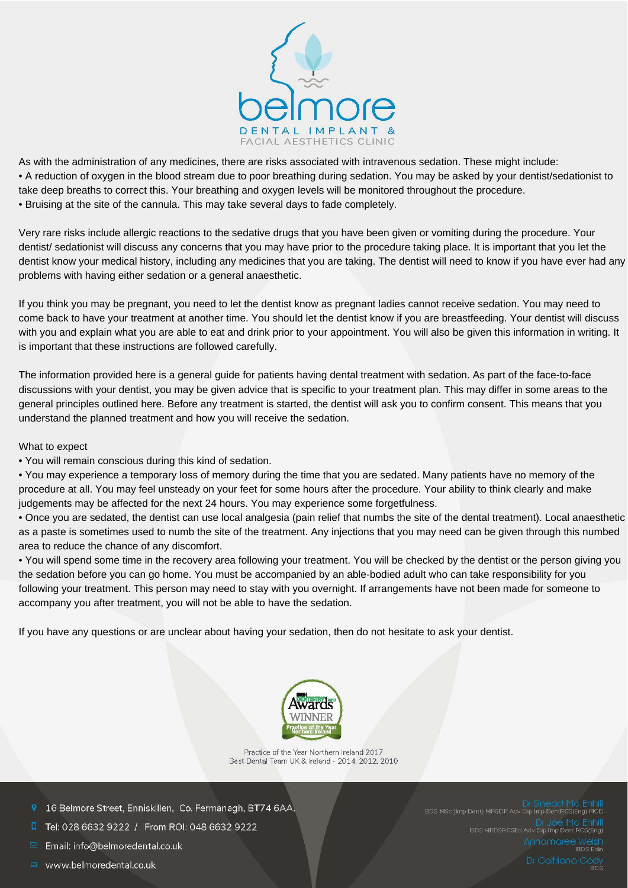As with the administration of any medicines, there are risks associated with intravenous sedation. These might include:

- A reduction of oxygen in the blood stream due to poor breathing during sedation. You may be asked by your dentist/sedationist to take deep breaths to correct this. Your breathing and oxygen levels will be monitored throughout the procedure.
- Bruising at the site of the cannula. This may take several days to fade completely.

Very rare risks include allergic reactions to the sedative drugs that you have been given or vomiting during the procedure. Your dentist/ sedationist will discuss any concerns that you may have prior to the procedure taking place. It is important that you let the dentist know your medical history, including any medicines that you are taking. The dentist will need to know if you have ever had any problems with having either sedation or a general anaesthetic.

If you think you may be pregnant, you need to let the dentist know as pregnant ladies cannot receive sedation. You may need to come back to have your treatment at another time. You should let the dentist know if you are breastfeeding. Your dentist will discuss with you and explain what you are able to eat and drink prior to your appointment. You will also be given this information in writing. It is important that these instructions are followed carefully.

The information provided here is a general guide for patients having dental treatment with sedation. As part of the face-to-face discussions with your dentist, you may be given advice that is specific to your treatment plan. This may differ in some areas to the general principles outlined here. Before any treatment is started, the dentist will ask you to confirm consent. This means that you understand the planned treatment and how you will receive the sedation.

What to expect

- You will remain conscious during this kind of sedation.
- You may experience a temporary loss of memory during the time that you are sedated. Many patients have no memory of the procedure at all. You may feel unsteady on your feet for some hours after the procedure. Your ability to think clearly and make judgements may be affected for the next 24 hours. You may experience some forgetfulness.
- Once you are sedated, the dentist can use local analgesia (pain relief that numbs the site of the dental treatment). Local anaesthetic as a paste is sometimes used to numb the site of the treatment. Any injections that you may need can be given through this numbed area to reduce the chance of any discomfort.
- You will spend some time in the recovery area following your treatment. You will be checked by the dentist or the person giving you the sedation before you can go home. You must be accompanied by an able-bodied adult who can take responsibility for you following your treatment. This person may need to stay with you overnight. If arrangements have not been made for someone to accompany you after treatment, you will not be able to have the sedation.

If you have any questions or are unclear about having your sedation, then do not hesitate to ask your dentist.

Practice of the Year Northern Ireland 2017
Best Dental Team UK & Ireland - 2014, 2012, 2010

16 Belmore Street, Enniskillen, Co. Fermanagh, BT74 6AA.
Tel: 028 6632 9222 / From ROI: 048 6632 9222
Email: info@belmoredental.co.uk
www.belmoredental.co.uk

Dr Sinead Mc Enhill
BDS MSc (Imp Dent) MFGDP Adv Dip Imp Dent RCS(Eng) FICD
Dr Joe Mc Enhill
BDS MFDSRCSEd Adv Dip Imp Dent RCS(Eng)
Annamaree Welsh
BDS Edin
Dr Caitriona Cody
BDS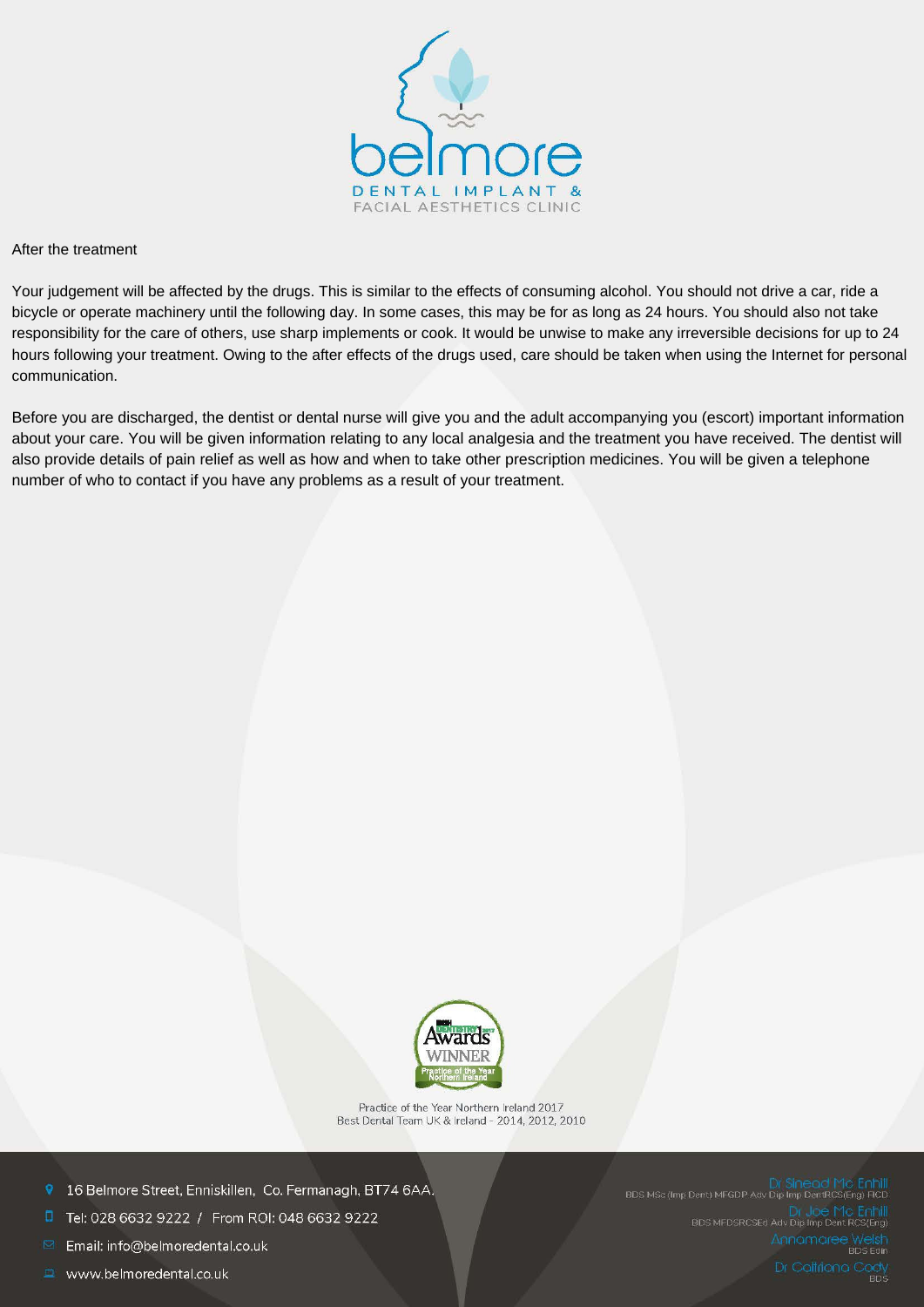## After the treatment

Your judgement will be affected by the drugs. This is similar to the effects of consuming alcohol. You should not drive a car, ride a bicycle or operate machinery until the following day. In some cases, this may be for as long as 24 hours. You should also not take responsibility for the care of others, use sharp implements or cook. It would be unwise to make any irreversible decisions for up to 24 hours following your treatment. Owing to the after effects of the drugs used, care should be taken when using the Internet for personal communication.

Before you are discharged, the dentist or dental nurse will give you and the adult accompanying you (escort) important information about your care. You will be given information relating to any local analgesia and the treatment you have received. The dentist will also provide details of pain relief as well as how and when to take other prescription medicines. You will be given a telephone number of who to contact if you have any problems as a result of your treatment.